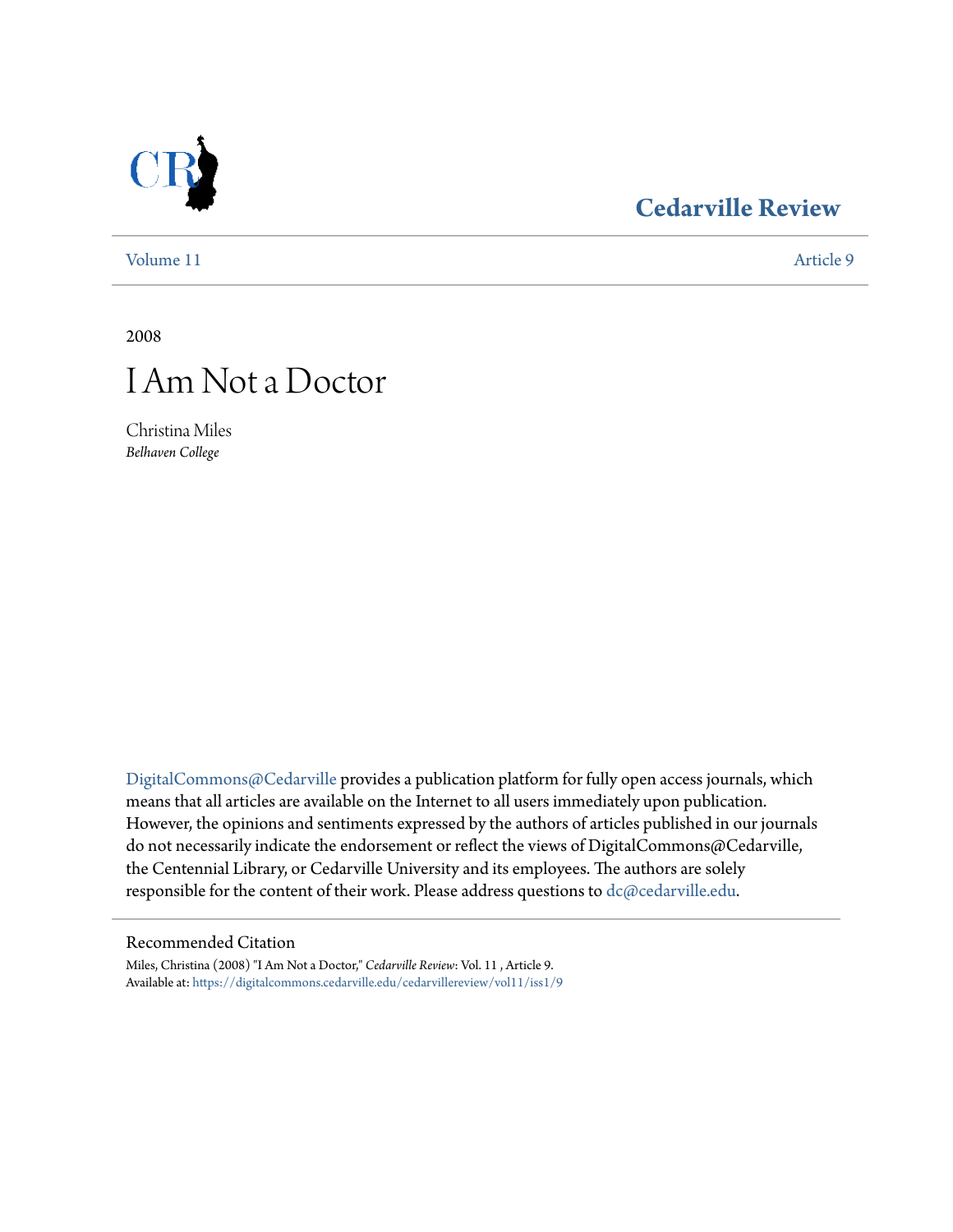Cedarville Review

Volume 11 | Article 9

2008

# I Am Not a Doctor

Christina Miles
*Belhaven College*

DigitalCommons@Cedarville provides a publication platform for fully open access journals, which means that all articles are available on the Internet to all users immediately upon publication. However, the opinions and sentiments expressed by the authors of articles published in our journals do not necessarily indicate the endorsement or reflect the views of DigitalCommons@Cedarville, the Centennial Library, or Cedarville University and its employees. The authors are solely responsible for the content of their work. Please address questions to dc@cedarville.edu.

Recommended Citation

Miles, Christina (2008) "I Am Not a Doctor," *Cedarville Review*: Vol. 11 , Article 9.
Available at: https://digitalcommons.cedarville.edu/cedarvillereview/vol11/iss1/9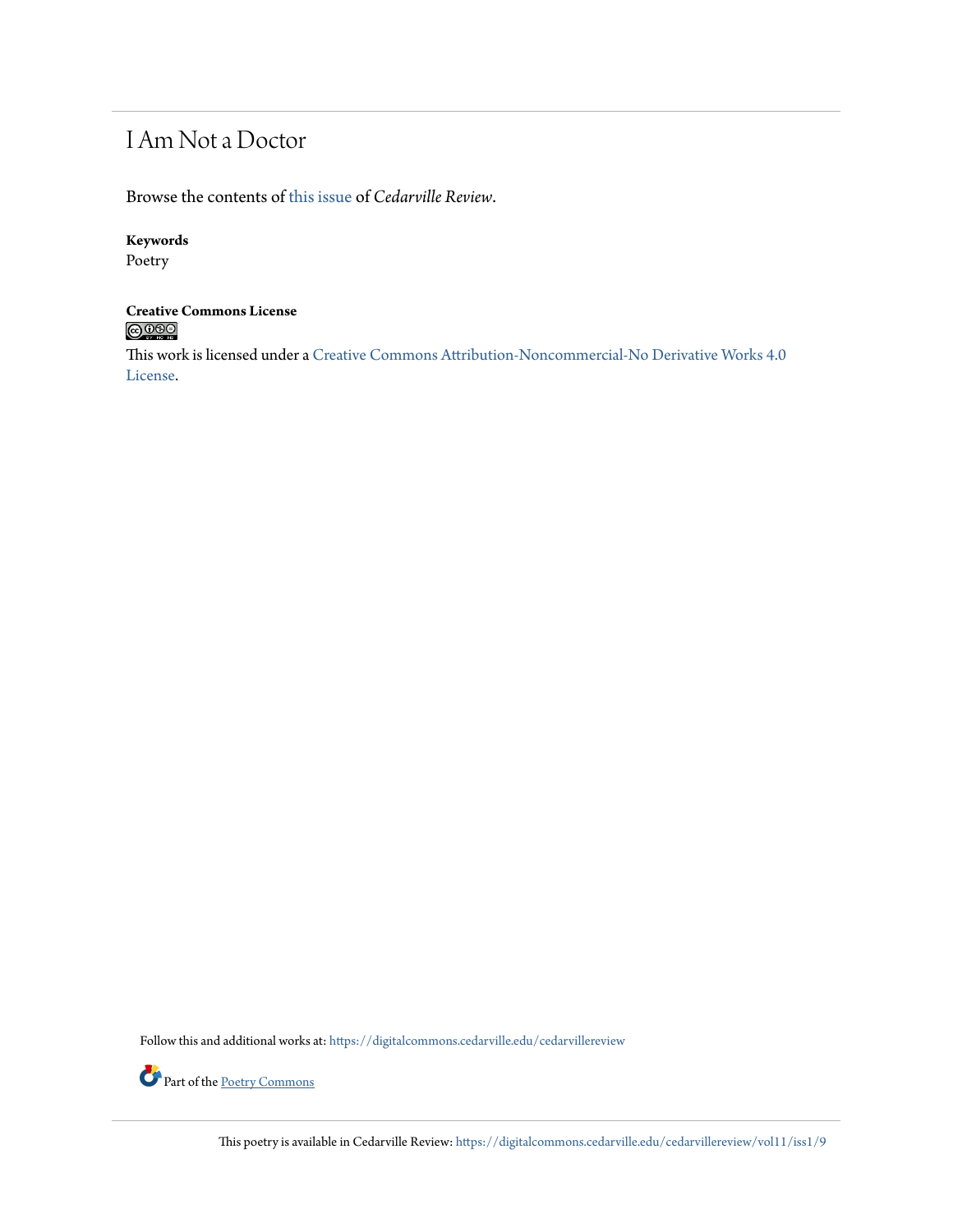# I Am Not a Doctor

Browse the contents of this issue of *Cedarville Review*.

**Keywords**
Poetry

**Creative Commons License**

This work is licensed under a Creative Commons Attribution-Noncommercial-No Derivative Works 4.0 License.

Follow this and additional works at: https://digitalcommons.cedarville.edu/cedarvillereview

Part of the Poetry Commons

This poetry is available in Cedarville Review: https://digitalcommons.cedarville.edu/cedarvillereview/vol11/iss1/9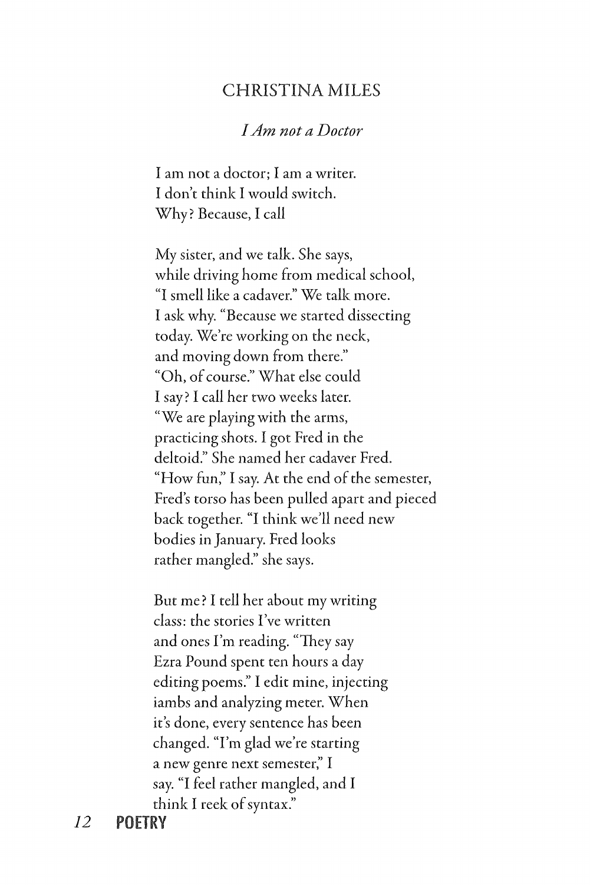## CHRISTINA MILES

### *I Am not a Doctor*

I am not a doctor; I am a writer.  
I don't think I would switch.  
Why? Because, I call

My sister, and we talk. She says,  
while driving home from medical school,  
"I smell like a cadaver." We talk more.  
I ask why. "Because we started dissecting  
today. We're working on the neck,  
and moving down from there."  
"Oh, of course." What else could  
I say? I call her two weeks later.  
"We are playing with the arms,  
practicing shots. I got Fred in the  
deltoid." She named her cadaver Fred.  
"How fun," I say. At the end of the semester,  
Fred's torso has been pulled apart and pieced  
back together. "I think we'll need new  
bodies in January. Fred looks  
rather mangled." she says.

But me? I tell her about my writing  
class: the stories I've written  
and ones I'm reading. "They say  
Ezra Pound spent ten hours a day  
editing poems." I edit mine, injecting  
iambs and analyzing meter. When  
it's done, every sentence has been  
changed. "I'm glad we're starting  
a new genre next semester," I  
say. "I feel rather mangled, and I  
think I reek of syntax."